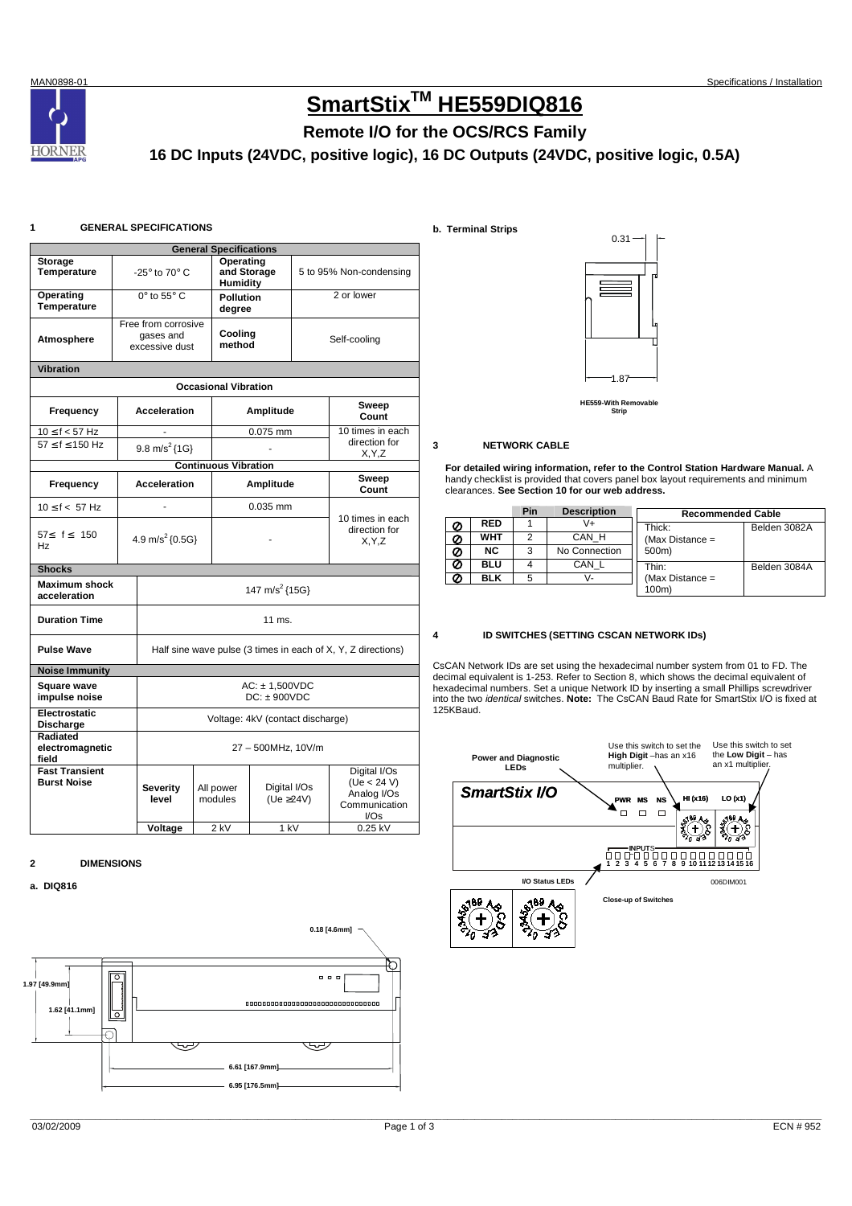# SmartStix™ HE559DIQ816

## Remote I/O for the OCS/RCS Family

## 16 DC Inputs (24VDC, positive logic), 16 DC Outputs (24VDC, positive logic, 0.5A)

## 1 GENERAL SPECIFICATIONS

| General Specifications | | | |
|---|---|---|---|
| **Storage Temperature** | -25° to 70° C | **Operating and Storage Humidity** | 5 to 95% Non-condensing |
| **Operating Temperature** | 0° to 55° C | **Pollution degree** | 2 or lower |
| **Atmosphere** | Free from corrosive gases and excessive dust | **Cooling method** | Self-cooling |

**Vibration**

| Occasional Vibration | | | |
|---|---|---|---|
| **Frequency** | **Acceleration** | **Amplitude** | **Sweep Count** |
| 10 ≤ f < 57 Hz | - | 0.075 mm | 10 times in each direction for X,Y,Z |
| 57 ≤ f ≤ 150 Hz | 9.8 $m/s^2$ {1G} | - | |
| **Continuous Vibration** | | | |
| **Frequency** | **Acceleration** | **Amplitude** | **Sweep Count** |
| 10 ≤ f < 57 Hz | - | 0.035 mm | 10 times in each direction for X,Y,Z |
| 57 ≤ f ≤ 150 Hz | 4.9 $m/s^2$ {0.5G} | - | |

**Shocks**

| | |
|---|---|
| **Maximum shock acceleration** | 147 $m/s^2$ {15G} |
| **Duration Time** | 11 ms. |
| **Pulse Wave** | Half sine wave pulse (3 times in each of X, Y, Z directions) |

**Noise Immunity**

| | | | | |
|---|---|---|---|---|
| **Square wave impulse noise** | AC: ± 1,500VDC<br>DC: ± 900VDC | | | |
| **Electrostatic Discharge** | Voltage: 4kV (contact discharge) | | | |
| **Radiated electromagnetic field** | 27 – 500MHz, 10V/m | | | |
| **Fast Transient Burst Noise** | **Severity level** | All power modules | Digital I/Os (Ue ≥24V) | Digital I/Os (Ue < 24 V) Analog I/Os Communication I/Os |
| | **Voltage** | 2 kV | 1 kV | 0.25 kV |

## 2 DIMENSIONS

**a. DIQ816**

0.18 [4.6mm]

1.97 [49.9mm]

1.62 [41.1mm]

6.61 [167.9mm]

6.95 [176.5mm]

**b. Terminal Strips**

0.31

1.87

HE559-With Removable Strip

## 3 NETWORK CABLE

**For detailed wiring information, refer to the Control Station Hardware Manual.** A handy checklist is provided that covers panel box layout requirements and minimum clearances. **See Section 10 for our web address.**

| | | Pin | Description |
|---|---|---|---|
| ⊘ | **RED** | 1 | V+ |
| ⊘ | **WHT** | 2 | CAN_H |
| ⊘ | **NC** | 3 | No Connection |
| ⊘ | **BLU** | 4 | CAN_L |
| ⊘ | **BLK** | 5 | V- |

| Recommended Cable | |
|---|---|
| Thick: (Max Distance = 500m) | Belden 3082A |
| Thin: (Max Distance = 100m) | Belden 3084A |

## 4 ID SWITCHES (SETTING CSCAN NETWORK IDs)

CsCAN Network IDs are set using the hexadecimal number system from 01 to FD. The decimal equivalent is 1-253. Refer to Section 8, which shows the decimal equivalent of hexadecimal numbers. Set a unique Network ID by inserting a small Phillips screwdriver into the two *identical* switches. **Note:** The CsCAN Baud Rate for SmartStix I/O is fixed at 125KBaud.

Power and Diagnostic LEDs

Use this switch to set the **High Digit** –has an x16 multiplier.

Use this switch to set the **Low Digit** – has an x1 multiplier.

SmartStix I/O

PWR MS NS HI (x16) LO (x1)

INPUTS 1 2 3 4 5 6 7 8 9 10 11 12 13 14 15 16

I/O Status LEDs

006DIM001

Close-up of Switches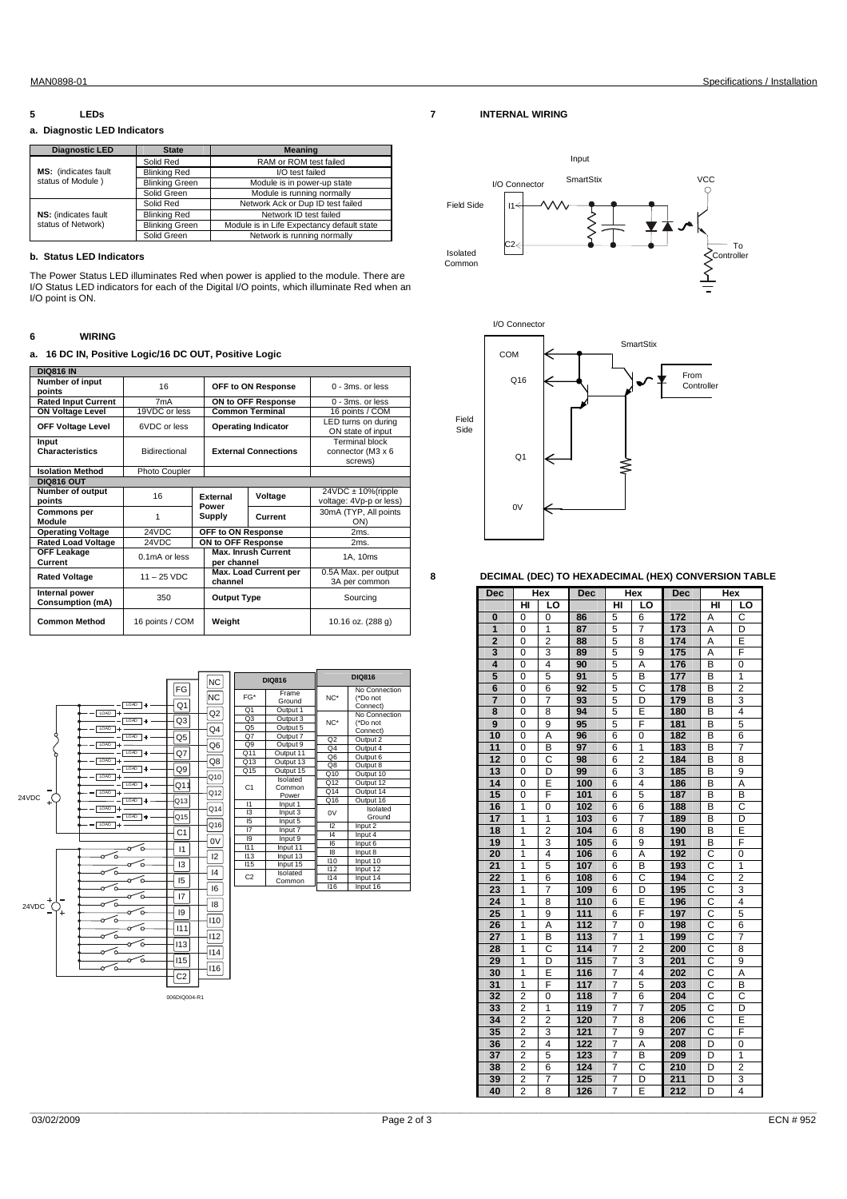## 5 LEDs

### a. Diagnostic LED Indicators

| Diagnostic LED | State | Meaning |
|---|---|---|
| **MS:** (indicates fault status of Module ) | Solid Red | RAM or ROM test failed |
| | Blinking Red | I/O test failed |
| | Blinking Green | Module is in power-up state |
| | Solid Green | Module is running normally |
| **NS:** (indicates fault status of Network) | Solid Red | Network Ack or Dup ID test failed |
| | Blinking Red | Network ID test failed |
| | Blinking Green | Module is in Life Expectancy default state |
| | Solid Green | Network is running normally |

### b. Status LED Indicators

The Power Status LED illuminates Red when power is applied to the module. There are I/O Status LED indicators for each of the Digital I/O points, which illuminate Red when an I/O point is ON.

## 6 WIRING

### a. 16 DC IN, Positive Logic/16 DC OUT, Positive Logic

| **DIQ816 IN** | | | | |
|---|---|---|---|---|
| **Number of input points** | 16 | **OFF to ON Response** | | 0 - 3ms. or less |
| **Rated Input Current** | 7mA | **ON to OFF Response** | | 0 - 3ms. or less |
| **ON Voltage Level** | 19VDC or less | **Common Terminal** | | 16 points / COM |
| **OFF Voltage Level** | 6VDC or less | **Operating Indicator** | | LED turns on during ON state of input |
| **Input Characteristics** | Bidirectional | **External Connections** | | Terminal block connector (M3 x 6 screws) |
| **Isolation Method** | Photo Coupler | | | |
| **DIQ816 OUT** | | | | |
| **Number of output points** | 16 | **External Power Supply** | **Voltage** | 24VDC ± 10%(ripple voltage: 4Vp-p or less) |
| **Commons per Module** | 1 | | **Current** | 30mA (TYP, All points ON) |
| **Operating Voltage** | 24VDC | **OFF to ON Response** | | 2ms. |
| **Rated Load Voltage** | 24VDC | **ON to OFF Response** | | 2ms. |
| **OFF Leakage Current** | 0.1mA or less | **Max. Inrush Current per channel** | | 1A, 10ms |
| **Rated Voltage** | 11 – 25 VDC | **Max. Load Current per channel** | | 0.5A Max. per output 3A per common |
| **Internal power Consumption (mA)** | 350 | **Output Type** | | Sourcing |
| **Common Method** | 16 points / COM | **Weight** | | 10.16 oz. (288 g) |

| DIQ816 | |
|---|---|
| FG* | Frame Ground |
| Q1 | Output 1 |
| Q3 | Output 3 |
| Q5 | Output 5 |
| Q7 | Output 7 |
| Q9 | Output 9 |
| Q11 | Output 11 |
| Q13 | Output 13 |
| Q15 | Output 15 |
| C1 | Isolated Common Power |
| I1 | Input 1 |
| I3 | Input 3 |
| I5 | Input 5 |
| I7 | Input 7 |
| I9 | Input 9 |
| I11 | Input 11 |
| I13 | Input 13 |
| I15 | Input 15 |
| C2 | Isolated Common |

| DIQ816 | |
|---|---|
| NC* | No Connection (*Do not Connect) |
| NC* | No Connection (*Do not Connect) |
| Q2 | Output 2 |
| Q4 | Output 4 |
| Q6 | Output 6 |
| Q8 | Output 8 |
| Q10 | Output 10 |
| Q12 | Output 12 |
| Q14 | Output 14 |
| Q16 | Output 16 |
| 0V | Isolated Ground |
| I2 | Input 2 |
| I4 | Input 4 |
| I6 | Input 6 |
| I8 | Input 8 |
| I10 | Input 10 |
| I12 | Input 12 |
| I14 | Input 14 |
| I16 | Input 16 |

006DIQ004-R1

## 7 INTERNAL WIRING

## 8 DECIMAL (DEC) TO HEXADECIMAL (HEX) CONVERSION TABLE

| Dec | Hex HI | Hex LO | Dec | Hex HI | Hex LO | Dec | Hex HI | Hex LO |
|---|---|---|---|---|---|---|---|---|
| **0** | 0 | 0 | **86** | 5 | 6 | **172** | A | C |
| **1** | 0 | 1 | **87** | 5 | 7 | **173** | A | D |
| **2** | 0 | 2 | **88** | 5 | 8 | **174** | A | E |
| **3** | 0 | 3 | **89** | 5 | 9 | **175** | A | F |
| **4** | 0 | 4 | **90** | 5 | A | **176** | B | 0 |
| **5** | 0 | 5 | **91** | 5 | B | **177** | B | 1 |
| **6** | 0 | 6 | **92** | 5 | C | **178** | B | 2 |
| **7** | 0 | 7 | **93** | 5 | D | **179** | B | 3 |
| **8** | 0 | 8 | **94** | 5 | E | **180** | B | 4 |
| **9** | 0 | 9 | **95** | 5 | F | **181** | B | 5 |
| **10** | 0 | A | **96** | 6 | 0 | **182** | B | 6 |
| **11** | 0 | B | **97** | 6 | 1 | **183** | B | 7 |
| **12** | 0 | C | **98** | 6 | 2 | **184** | B | 8 |
| **13** | 0 | D | **99** | 6 | 3 | **185** | B | 9 |
| **14** | 0 | E | **100** | 6 | 4 | **186** | B | A |
| **15** | 0 | F | **101** | 6 | 5 | **187** | B | B |
| **16** | 1 | 0 | **102** | 6 | 6 | **188** | B | C |
| **17** | 1 | 1 | **103** | 6 | 7 | **189** | B | D |
| **18** | 1 | 2 | **104** | 6 | 8 | **190** | B | E |
| **19** | 1 | 3 | **105** | 6 | 9 | **191** | B | F |
| **20** | 1 | 4 | **106** | 6 | A | **192** | C | 0 |
| **21** | 1 | 5 | **107** | 6 | B | **193** | C | 1 |
| **22** | 1 | 6 | **108** | 6 | C | **194** | C | 2 |
| **23** | 1 | 7 | **109** | 6 | D | **195** | C | 3 |
| **24** | 1 | 8 | **110** | 6 | E | **196** | C | 4 |
| **25** | 1 | 9 | **111** | 6 | F | **197** | C | 5 |
| **26** | 1 | A | **112** | 7 | 0 | **198** | C | 6 |
| **27** | 1 | B | **113** | 7 | 1 | **199** | C | 7 |
| **28** | 1 | C | **114** | 7 | 2 | **200** | C | 8 |
| **29** | 1 | D | **115** | 7 | 3 | **201** | C | 9 |
| **30** | 1 | E | **116** | 7 | 4 | **202** | C | A |
| **31** | 1 | F | **117** | 7 | 5 | **203** | C | B |
| **32** | 2 | 0 | **118** | 7 | 6 | **204** | C | C |
| **33** | 2 | 1 | **119** | 7 | 7 | **205** | C | D |
| **34** | 2 | 2 | **120** | 7 | 8 | **206** | C | E |
| **35** | 2 | 3 | **121** | 7 | 9 | **207** | C | F |
| **36** | 2 | 4 | **122** | 7 | A | **208** | D | 0 |
| **37** | 2 | 5 | **123** | 7 | B | **209** | D | 1 |
| **38** | 2 | 6 | **124** | 7 | C | **210** | D | 2 |
| **39** | 2 | 7 | **125** | 7 | D | **211** | D | 3 |
| **40** | 2 | 8 | **126** | 7 | E | **212** | D | 4 |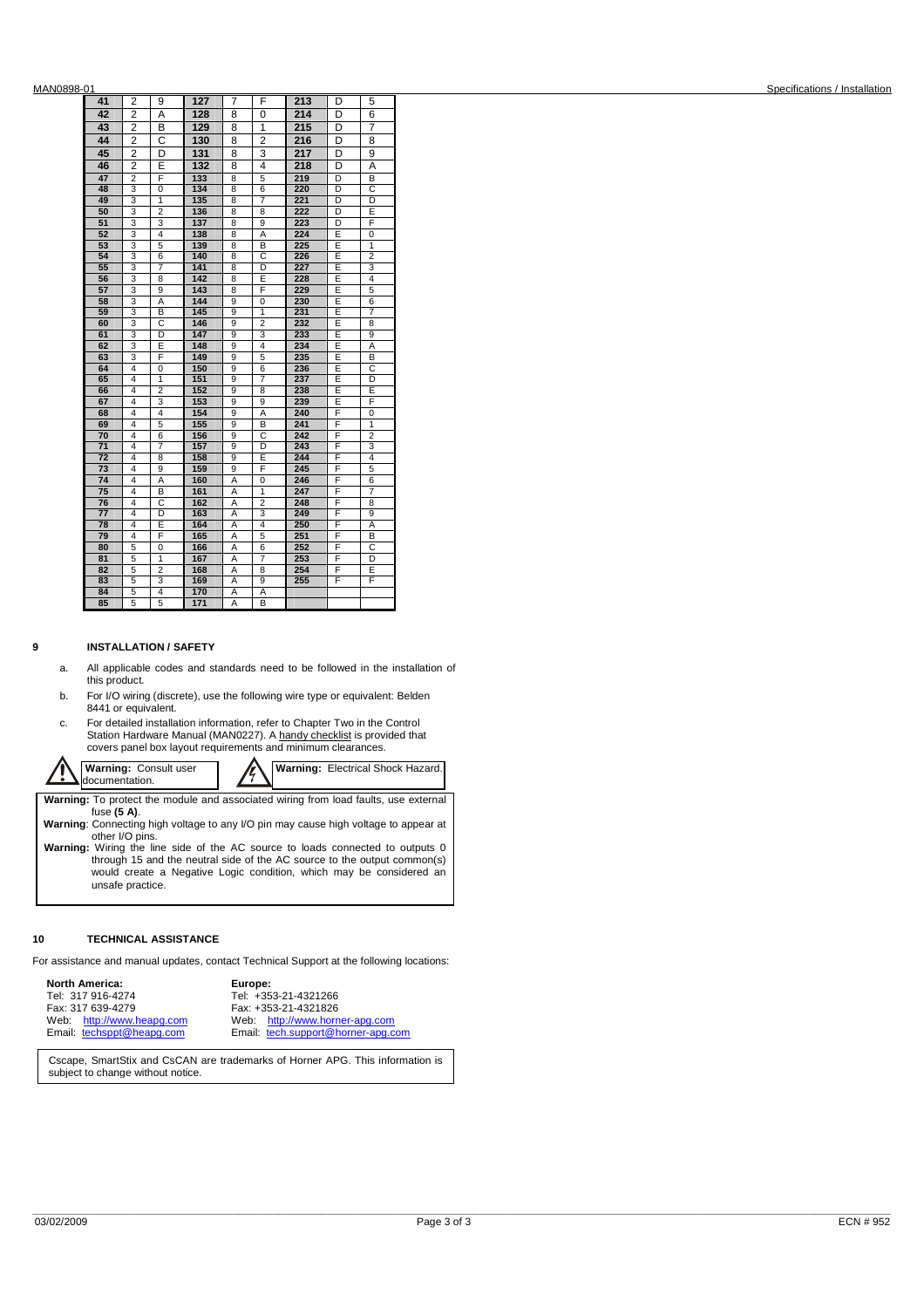| | | | | | | | | |
|---|---|---|---|---|---|---|---|---|
| **41** | 2 | 9 | **127** | 7 | F | **213** | D | 5 |
| **42** | 2 | A | **128** | 8 | 0 | **214** | D | 6 |
| **43** | 2 | B | **129** | 8 | 1 | **215** | D | 7 |
| **44** | 2 | C | **130** | 8 | 2 | **216** | D | 8 |
| **45** | 2 | D | **131** | 8 | 3 | **217** | D | 9 |
| **46** | 2 | E | **132** | 8 | 4 | **218** | D | A |
| **47** | 2 | F | **133** | 8 | 5 | **219** | D | B |
| **48** | 3 | 0 | **134** | 8 | 6 | **220** | D | C |
| **49** | 3 | 1 | **135** | 8 | 7 | **221** | D | D |
| **50** | 3 | 2 | **136** | 8 | 8 | **222** | D | E |
| **51** | 3 | 3 | **137** | 8 | 9 | **223** | D | F |
| **52** | 3 | 4 | **138** | 8 | A | **224** | E | 0 |
| **53** | 3 | 5 | **139** | 8 | B | **225** | E | 1 |
| **54** | 3 | 6 | **140** | 8 | C | **226** | E | 2 |
| **55** | 3 | 7 | **141** | 8 | D | **227** | E | 3 |
| **56** | 3 | 8 | **142** | 8 | E | **228** | E | 4 |
| **57** | 3 | 9 | **143** | 8 | F | **229** | E | 5 |
| **58** | 3 | A | **144** | 9 | 0 | **230** | E | 6 |
| **59** | 3 | B | **145** | 9 | 1 | **231** | E | 7 |
| **60** | 3 | C | **146** | 9 | 2 | **232** | E | 8 |
| **61** | 3 | D | **147** | 9 | 3 | **233** | E | 9 |
| **62** | 3 | E | **148** | 9 | 4 | **234** | E | A |
| **63** | 3 | F | **149** | 9 | 5 | **235** | E | B |
| **64** | 4 | 0 | **150** | 9 | 6 | **236** | E | C |
| **65** | 4 | 1 | **151** | 9 | 7 | **237** | E | D |
| **66** | 4 | 2 | **152** | 9 | 8 | **238** | E | E |
| **67** | 4 | 3 | **153** | 9 | 9 | **239** | E | F |
| **68** | 4 | 4 | **154** | 9 | A | **240** | F | 0 |
| **69** | 4 | 5 | **155** | 9 | B | **241** | F | 1 |
| **70** | 4 | 6 | **156** | 9 | C | **242** | F | 2 |
| **71** | 4 | 7 | **157** | 9 | D | **243** | F | 3 |
| **72** | 4 | 8 | **158** | 9 | E | **244** | F | 4 |
| **73** | 4 | 9 | **159** | 9 | F | **245** | F | 5 |
| **74** | 4 | A | **160** | A | 0 | **246** | F | 6 |
| **75** | 4 | B | **161** | A | 1 | **247** | F | 7 |
| **76** | 4 | C | **162** | A | 2 | **248** | F | 8 |
| **77** | 4 | D | **163** | A | 3 | **249** | F | 9 |
| **78** | 4 | E | **164** | A | 4 | **250** | F | A |
| **79** | 4 | F | **165** | A | 5 | **251** | F | B |
| **80** | 5 | 0 | **166** | A | 6 | **252** | F | C |
| **81** | 5 | 1 | **167** | A | 7 | **253** | F | D |
| **82** | 5 | 2 | **168** | A | 8 | **254** | F | E |
| **83** | 5 | 3 | **169** | A | 9 | **255** | F | F |
| **84** | 5 | 4 | **170** | A | A | | | |
| **85** | 5 | 5 | **171** | A | B | | | |

## 9 INSTALLATION / SAFETY

a. All applicable codes and standards need to be followed in the installation of this product.

b. For I/O wiring (discrete), use the following wire type or equivalent: Belden 8441 or equivalent.

c. For detailed installation information, refer to Chapter Two in the Control Station Hardware Manual (MAN0227). A handy checklist is provided that covers panel box layout requirements and minimum clearances.

**Warning:** Consult user documentation.

**Warning:** Electrical Shock Hazard.

**Warning:** To protect the module and associated wiring from load faults, use external fuse **(5 A)**.

**Warning**: Connecting high voltage to any I/O pin may cause high voltage to appear at other I/O pins.

**Warning:** Wiring the line side of the AC source to loads connected to outputs 0 through 15 and the neutral side of the AC source to the output common(s) would create a Negative Logic condition, which may be considered an unsafe practice.

## 10 TECHNICAL ASSISTANCE

For assistance and manual updates, contact Technical Support at the following locations:

**North America:**
Tel: 317 916-4274
Fax: 317 639-4279
Web: http://www.heapg.com
Email: techsppt@heapg.com

**Europe:**
Tel: +353-21-4321266
Fax: +353-21-4321826
Web: http://www.horner-apg.com
Email: tech.support@horner-apg.com

Cscape, SmartStix and CsCAN are trademarks of Horner APG. This information is subject to change without notice.